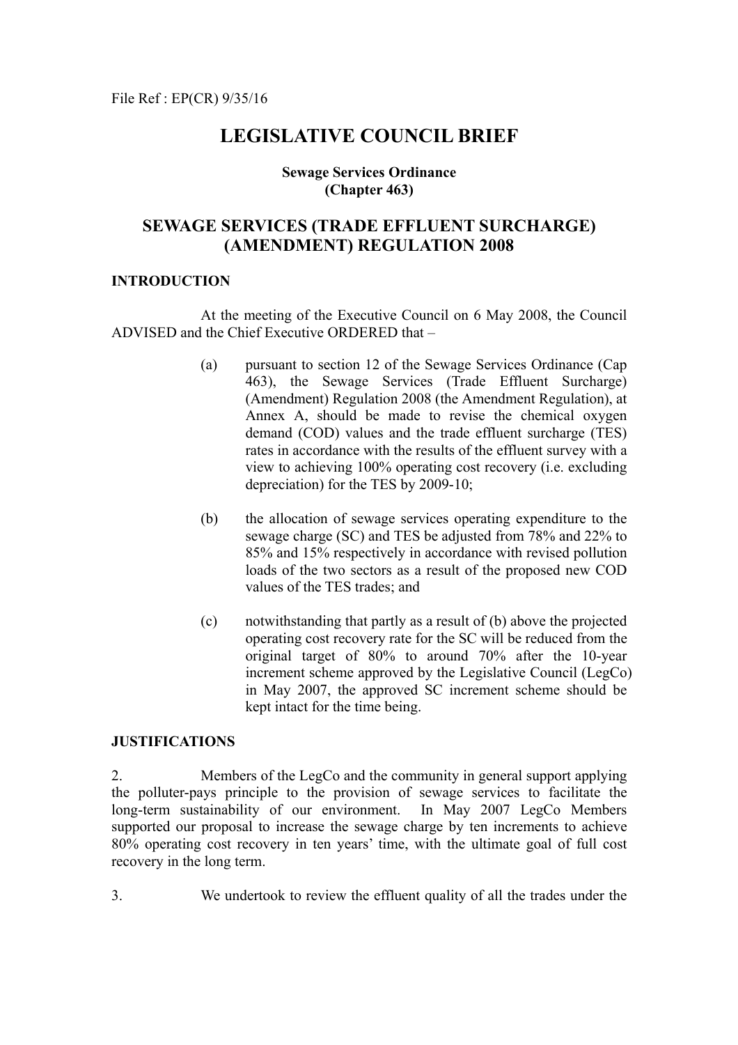File Ref : EP(CR) 9/35/16

# LEGISLATIVE COUNCIL BRIEF

**Sewage Services Ordinance**
**(Chapter 463)**

## SEWAGE SERVICES (TRADE EFFLUENT SURCHARGE) (AMENDMENT) REGULATION 2008

### INTRODUCTION

At the meeting of the Executive Council on 6 May 2008, the Council ADVISED and the Chief Executive ORDERED that –

(a) pursuant to section 12 of the Sewage Services Ordinance (Cap 463), the Sewage Services (Trade Effluent Surcharge) (Amendment) Regulation 2008 (the Amendment Regulation), at Annex A, should be made to revise the chemical oxygen demand (COD) values and the trade effluent surcharge (TES) rates in accordance with the results of the effluent survey with a view to achieving 100% operating cost recovery (i.e. excluding depreciation) for the TES by 2009-10;

(b) the allocation of sewage services operating expenditure to the sewage charge (SC) and TES be adjusted from 78% and 22% to 85% and 15% respectively in accordance with revised pollution loads of the two sectors as a result of the proposed new COD values of the TES trades; and

(c) notwithstanding that partly as a result of (b) above the projected operating cost recovery rate for the SC will be reduced from the original target of 80% to around 70% after the 10-year increment scheme approved by the Legislative Council (LegCo) in May 2007, the approved SC increment scheme should be kept intact for the time being.

### JUSTIFICATIONS

2. Members of the LegCo and the community in general support applying the polluter-pays principle to the provision of sewage services to facilitate the long-term sustainability of our environment. In May 2007 LegCo Members supported our proposal to increase the sewage charge by ten increments to achieve 80% operating cost recovery in ten years' time, with the ultimate goal of full cost recovery in the long term.

3. We undertook to review the effluent quality of all the trades under the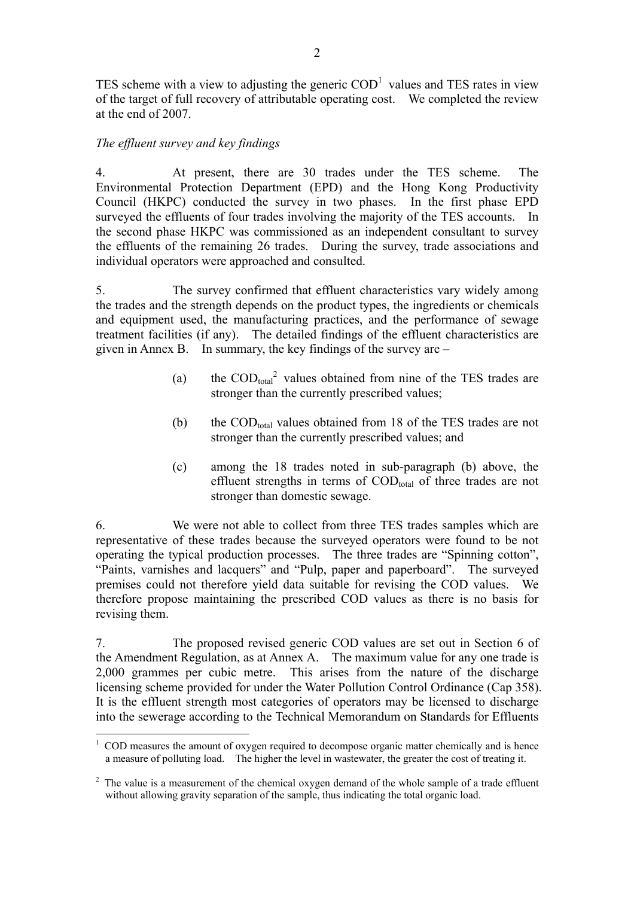TES scheme with a view to adjusting the generic COD[1] values and TES rates in view of the target of full recovery of attributable operating cost. We completed the review at the end of 2007.

*The effluent survey and key findings*

4. At present, there are 30 trades under the TES scheme. The Environmental Protection Department (EPD) and the Hong Kong Productivity Council (HKPC) conducted the survey in two phases. In the first phase EPD surveyed the effluents of four trades involving the majority of the TES accounts. In the second phase HKPC was commissioned as an independent consultant to survey the effluents of the remaining 26 trades. During the survey, trade associations and individual operators were approached and consulted.

5. The survey confirmed that effluent characteristics vary widely among the trades and the strength depends on the product types, the ingredients or chemicals and equipment used, the manufacturing practices, and the performance of sewage treatment facilities (if any). The detailed findings of the effluent characteristics are given in Annex B. In summary, the key findings of the survey are –

(a) the $COD_{total}$[2] values obtained from nine of the TES trades are stronger than the currently prescribed values;

(b) the $COD_{total}$ values obtained from 18 of the TES trades are not stronger than the currently prescribed values; and

(c) among the 18 trades noted in sub-paragraph (b) above, the effluent strengths in terms of $COD_{total}$ of three trades are not stronger than domestic sewage.

6. We were not able to collect from three TES trades samples which are representative of these trades because the surveyed operators were found to be not operating the typical production processes. The three trades are "Spinning cotton", "Paints, varnishes and lacquers" and "Pulp, paper and paperboard". The surveyed premises could not therefore yield data suitable for revising the COD values. We therefore propose maintaining the prescribed COD values as there is no basis for revising them.

7. The proposed revised generic COD values are set out in Section 6 of the Amendment Regulation, as at Annex A. The maximum value for any one trade is 2,000 grammes per cubic metre. This arises from the nature of the discharge licensing scheme provided for under the Water Pollution Control Ordinance (Cap 358). It is the effluent strength most categories of operators may be licensed to discharge into the sewerage according to the Technical Memorandum on Standards for Effluents

[1] COD measures the amount of oxygen required to decompose organic matter chemically and is hence a measure of polluting load. The higher the level in wastewater, the greater the cost of treating it.

[2] The value is a measurement of the chemical oxygen demand of the whole sample of a trade effluent without allowing gravity separation of the sample, thus indicating the total organic load.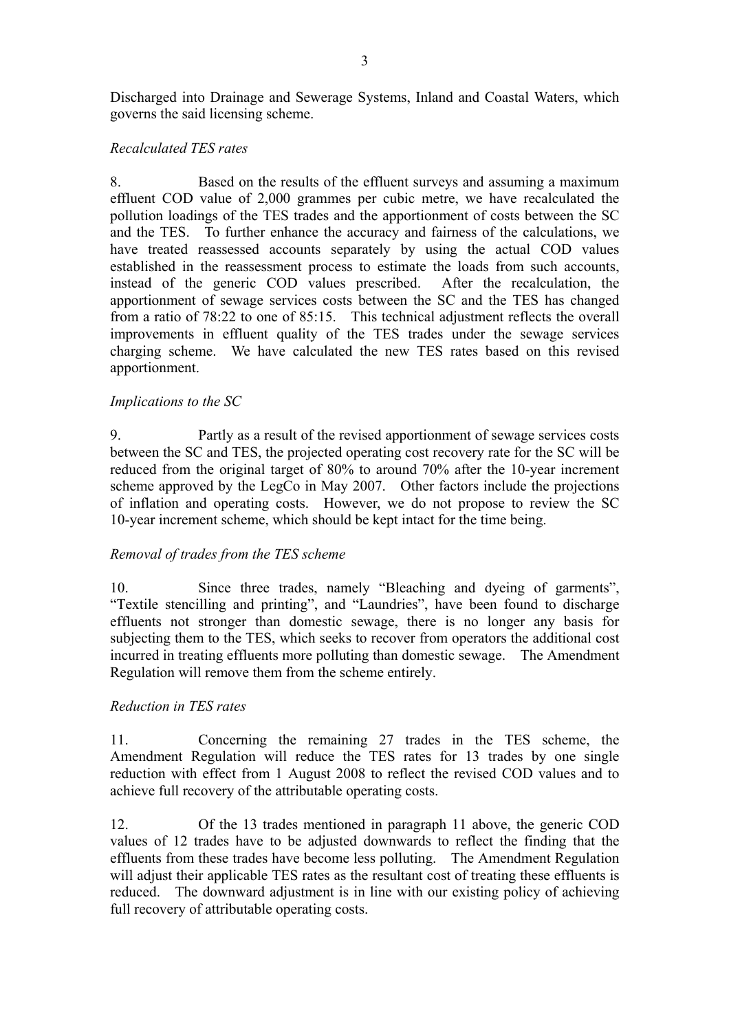Discharged into Drainage and Sewerage Systems, Inland and Coastal Waters, which governs the said licensing scheme.

*Recalculated TES rates*

8. Based on the results of the effluent surveys and assuming a maximum effluent COD value of 2,000 grammes per cubic metre, we have recalculated the pollution loadings of the TES trades and the apportionment of costs between the SC and the TES. To further enhance the accuracy and fairness of the calculations, we have treated reassessed accounts separately by using the actual COD values established in the reassessment process to estimate the loads from such accounts, instead of the generic COD values prescribed. After the recalculation, the apportionment of sewage services costs between the SC and the TES has changed from a ratio of 78:22 to one of 85:15. This technical adjustment reflects the overall improvements in effluent quality of the TES trades under the sewage services charging scheme. We have calculated the new TES rates based on this revised apportionment.

*Implications to the SC*

9. Partly as a result of the revised apportionment of sewage services costs between the SC and TES, the projected operating cost recovery rate for the SC will be reduced from the original target of 80% to around 70% after the 10-year increment scheme approved by the LegCo in May 2007. Other factors include the projections of inflation and operating costs. However, we do not propose to review the SC 10-year increment scheme, which should be kept intact for the time being.

*Removal of trades from the TES scheme*

10. Since three trades, namely "Bleaching and dyeing of garments", "Textile stencilling and printing", and "Laundries", have been found to discharge effluents not stronger than domestic sewage, there is no longer any basis for subjecting them to the TES, which seeks to recover from operators the additional cost incurred in treating effluents more polluting than domestic sewage. The Amendment Regulation will remove them from the scheme entirely.

*Reduction in TES rates*

11. Concerning the remaining 27 trades in the TES scheme, the Amendment Regulation will reduce the TES rates for 13 trades by one single reduction with effect from 1 August 2008 to reflect the revised COD values and to achieve full recovery of the attributable operating costs.

12. Of the 13 trades mentioned in paragraph 11 above, the generic COD values of 12 trades have to be adjusted downwards to reflect the finding that the effluents from these trades have become less polluting. The Amendment Regulation will adjust their applicable TES rates as the resultant cost of treating these effluents is reduced. The downward adjustment is in line with our existing policy of achieving full recovery of attributable operating costs.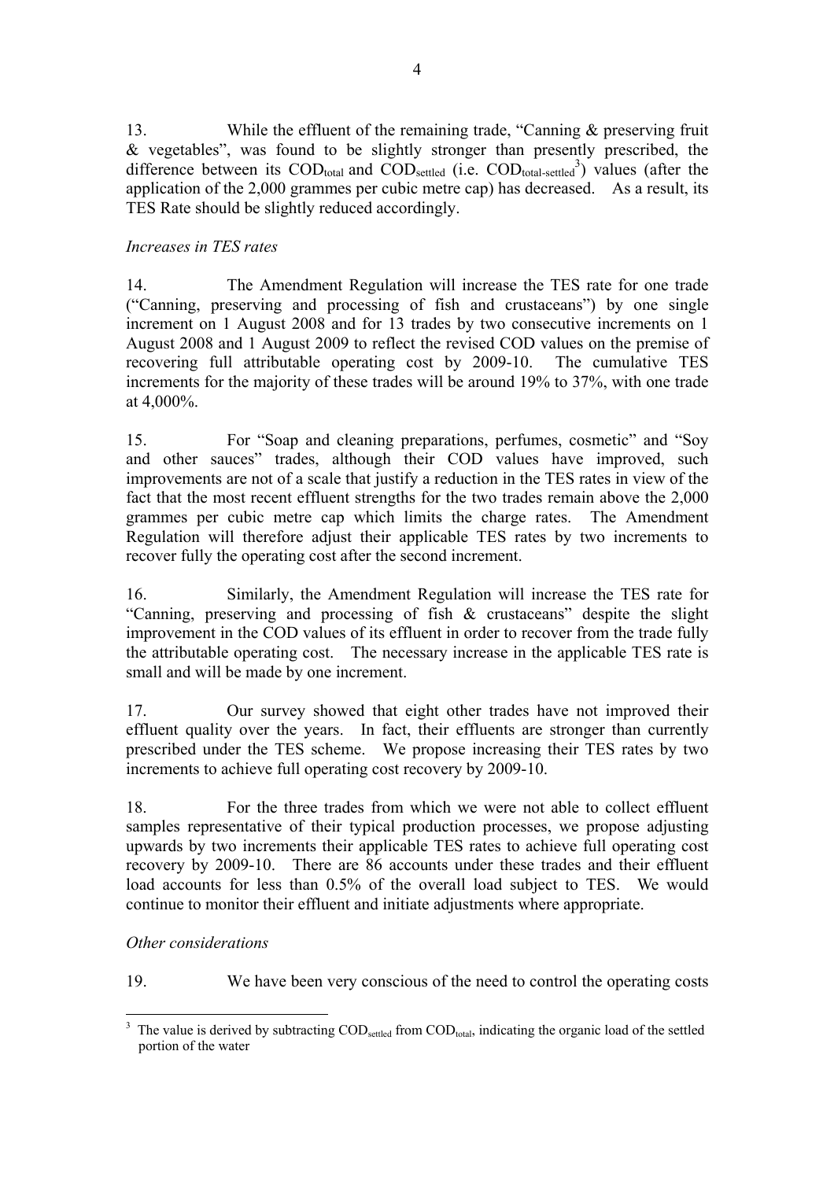13. While the effluent of the remaining trade, "Canning & preserving fruit & vegetables", was found to be slightly stronger than presently prescribed, the difference between its $COD_{total}$ and $COD_{settled}$ (i.e. $COD_{total-settled}$[3]) values (after the application of the 2,000 grammes per cubic metre cap) has decreased. As a result, its TES Rate should be slightly reduced accordingly.

*Increases in TES rates*

14. The Amendment Regulation will increase the TES rate for one trade ("Canning, preserving and processing of fish and crustaceans") by one single increment on 1 August 2008 and for 13 trades by two consecutive increments on 1 August 2008 and 1 August 2009 to reflect the revised COD values on the premise of recovering full attributable operating cost by 2009-10. The cumulative TES increments for the majority of these trades will be around 19% to 37%, with one trade at 4,000%.

15. For "Soap and cleaning preparations, perfumes, cosmetic" and "Soy and other sauces" trades, although their COD values have improved, such improvements are not of a scale that justify a reduction in the TES rates in view of the fact that the most recent effluent strengths for the two trades remain above the 2,000 grammes per cubic metre cap which limits the charge rates. The Amendment Regulation will therefore adjust their applicable TES rates by two increments to recover fully the operating cost after the second increment.

16. Similarly, the Amendment Regulation will increase the TES rate for "Canning, preserving and processing of fish & crustaceans" despite the slight improvement in the COD values of its effluent in order to recover from the trade fully the attributable operating cost. The necessary increase in the applicable TES rate is small and will be made by one increment.

17. Our survey showed that eight other trades have not improved their effluent quality over the years. In fact, their effluents are stronger than currently prescribed under the TES scheme. We propose increasing their TES rates by two increments to achieve full operating cost recovery by 2009-10.

18. For the three trades from which we were not able to collect effluent samples representative of their typical production processes, we propose adjusting upwards by two increments their applicable TES rates to achieve full operating cost recovery by 2009-10. There are 86 accounts under these trades and their effluent load accounts for less than 0.5% of the overall load subject to TES. We would continue to monitor their effluent and initiate adjustments where appropriate.

*Other considerations*

19. We have been very conscious of the need to control the operating costs

---

[3] The value is derived by subtracting $COD_{settled}$ from $COD_{total}$, indicating the organic load of the settled portion of the water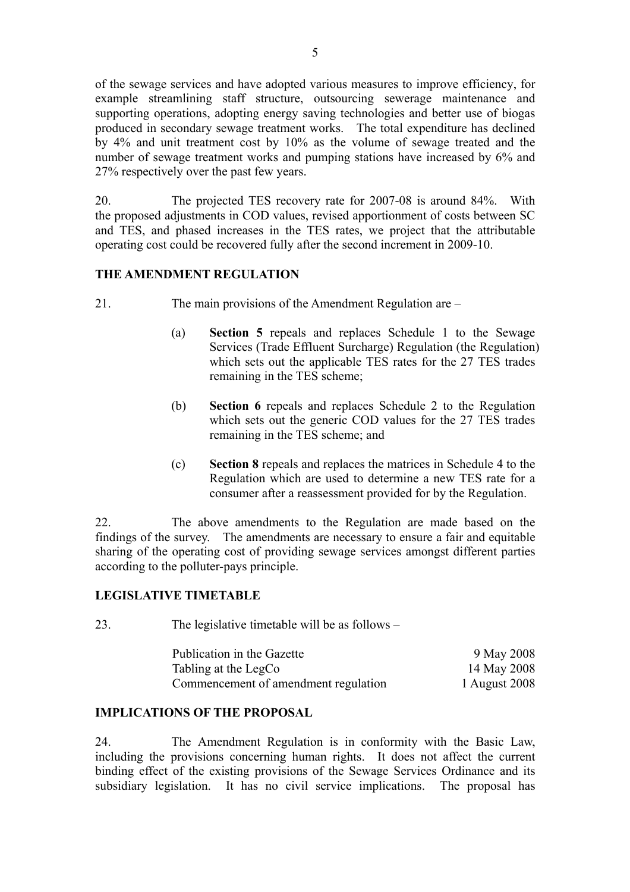of the sewage services and have adopted various measures to improve efficiency, for example streamlining staff structure, outsourcing sewerage maintenance and supporting operations, adopting energy saving technologies and better use of biogas produced in secondary sewage treatment works. The total expenditure has declined by 4% and unit treatment cost by 10% as the volume of sewage treated and the number of sewage treatment works and pumping stations have increased by 6% and 27% respectively over the past few years.

20. The projected TES recovery rate for 2007-08 is around 84%. With the proposed adjustments in COD values, revised apportionment of costs between SC and TES, and phased increases in the TES rates, we project that the attributable operating cost could be recovered fully after the second increment in 2009-10.

## THE AMENDMENT REGULATION

21. The main provisions of the Amendment Regulation are –

(a) **Section 5** repeals and replaces Schedule 1 to the Sewage Services (Trade Effluent Surcharge) Regulation (the Regulation) which sets out the applicable TES rates for the 27 TES trades remaining in the TES scheme;

(b) **Section 6** repeals and replaces Schedule 2 to the Regulation which sets out the generic COD values for the 27 TES trades remaining in the TES scheme; and

(c) **Section 8** repeals and replaces the matrices in Schedule 4 to the Regulation which are used to determine a new TES rate for a consumer after a reassessment provided for by the Regulation.

22. The above amendments to the Regulation are made based on the findings of the survey. The amendments are necessary to ensure a fair and equitable sharing of the operating cost of providing sewage services amongst different parties according to the polluter-pays principle.

## LEGISLATIVE TIMETABLE

23. The legislative timetable will be as follows –

| | |
|---|---|
| Publication in the Gazette | 9 May 2008 |
| Tabling at the LegCo | 14 May 2008 |
| Commencement of amendment regulation | 1 August 2008 |

## IMPLICATIONS OF THE PROPOSAL

24. The Amendment Regulation is in conformity with the Basic Law, including the provisions concerning human rights. It does not affect the current binding effect of the existing provisions of the Sewage Services Ordinance and its subsidiary legislation. It has no civil service implications. The proposal has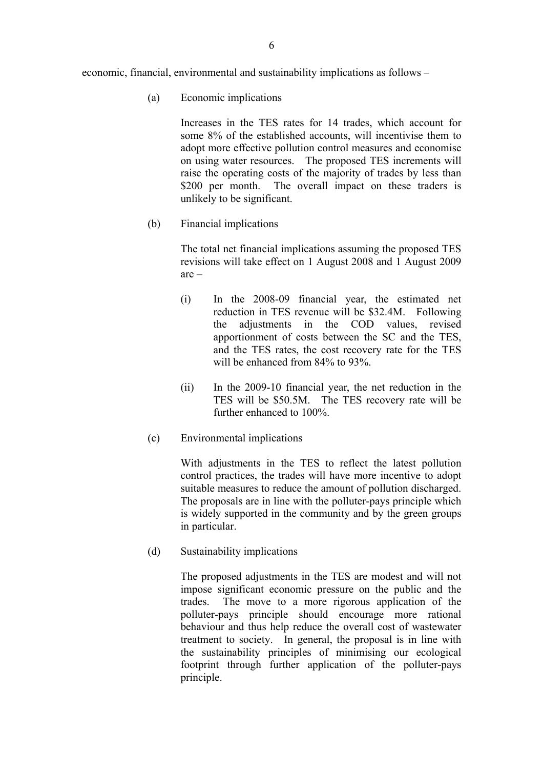economic, financial, environmental and sustainability implications as follows –

(a) Economic implications

Increases in the TES rates for 14 trades, which account for some 8% of the established accounts, will incentivise them to adopt more effective pollution control measures and economise on using water resources. The proposed TES increments will raise the operating costs of the majority of trades by less than $200 per month. The overall impact on these traders is unlikely to be significant.

(b) Financial implications

The total net financial implications assuming the proposed TES revisions will take effect on 1 August 2008 and 1 August 2009 are –

(i) In the 2008-09 financial year, the estimated net reduction in TES revenue will be $32.4M. Following the adjustments in the COD values, revised apportionment of costs between the SC and the TES, and the TES rates, the cost recovery rate for the TES will be enhanced from 84% to 93%.

(ii) In the 2009-10 financial year, the net reduction in the TES will be $50.5M. The TES recovery rate will be further enhanced to 100%.

(c) Environmental implications

With adjustments in the TES to reflect the latest pollution control practices, the trades will have more incentive to adopt suitable measures to reduce the amount of pollution discharged. The proposals are in line with the polluter-pays principle which is widely supported in the community and by the green groups in particular.

(d) Sustainability implications

The proposed adjustments in the TES are modest and will not impose significant economic pressure on the public and the trades. The move to a more rigorous application of the polluter-pays principle should encourage more rational behaviour and thus help reduce the overall cost of wastewater treatment to society. In general, the proposal is in line with the sustainability principles of minimising our ecological footprint through further application of the polluter-pays principle.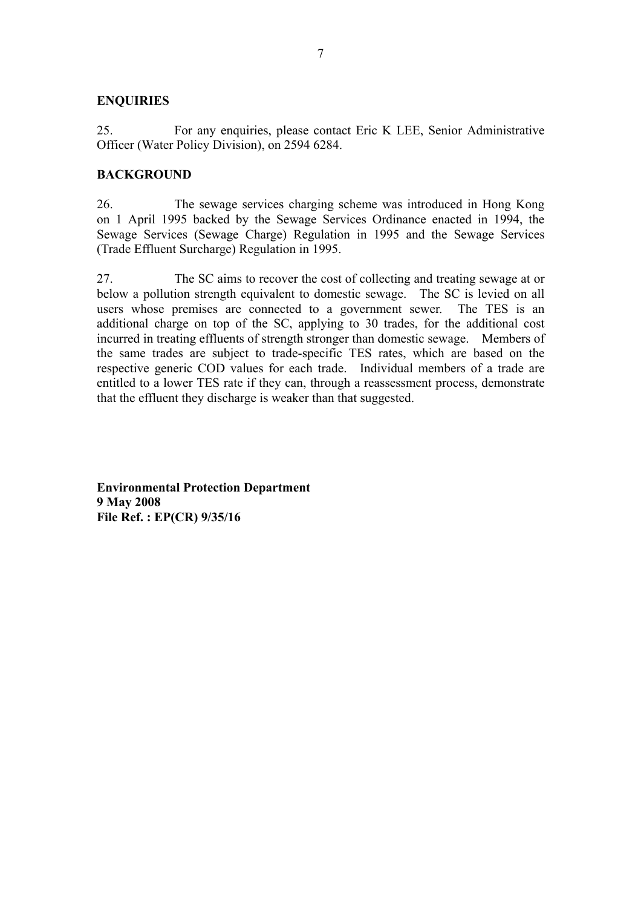**ENQUIRIES**

25. For any enquiries, please contact Eric K LEE, Senior Administrative Officer (Water Policy Division), on 2594 6284.

**BACKGROUND**

26. The sewage services charging scheme was introduced in Hong Kong on 1 April 1995 backed by the Sewage Services Ordinance enacted in 1994, the Sewage Services (Sewage Charge) Regulation in 1995 and the Sewage Services (Trade Effluent Surcharge) Regulation in 1995.

27. The SC aims to recover the cost of collecting and treating sewage at or below a pollution strength equivalent to domestic sewage. The SC is levied on all users whose premises are connected to a government sewer. The TES is an additional charge on top of the SC, applying to 30 trades, for the additional cost incurred in treating effluents of strength stronger than domestic sewage. Members of the same trades are subject to trade-specific TES rates, which are based on the respective generic COD values for each trade. Individual members of a trade are entitled to a lower TES rate if they can, through a reassessment process, demonstrate that the effluent they discharge is weaker than that suggested.

**Environmental Protection Department**
**9 May 2008**
**File Ref. : EP(CR) 9/35/16**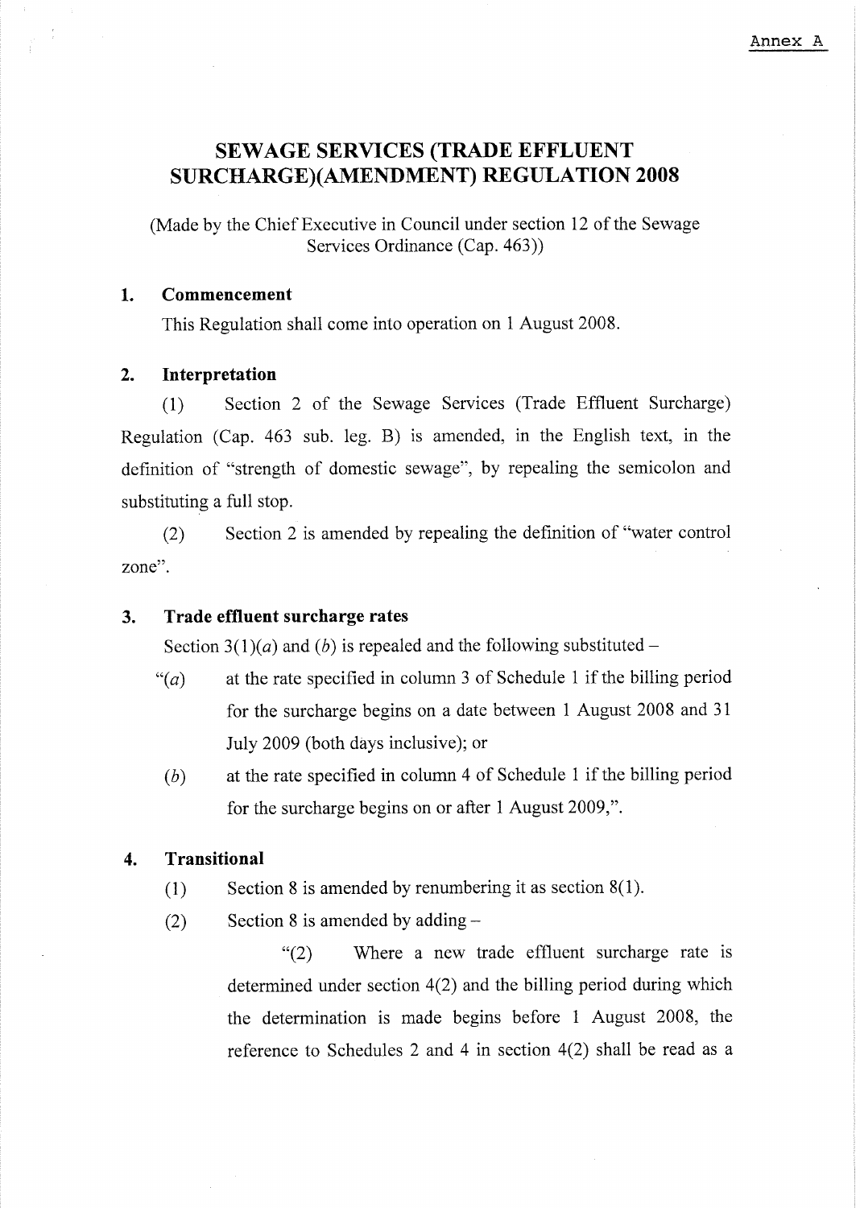Annex A

# SEWAGE SERVICES (TRADE EFFLUENT SURCHARGE)(AMENDMENT) REGULATION 2008

(Made by the Chief Executive in Council under section 12 of the Sewage Services Ordinance (Cap. 463))

## 1. Commencement

This Regulation shall come into operation on 1 August 2008.

## 2. Interpretation

(1) Section 2 of the Sewage Services (Trade Effluent Surcharge) Regulation (Cap. 463 sub. leg. B) is amended, in the English text, in the definition of "strength of domestic sewage", by repealing the semicolon and substituting a full stop.

(2) Section 2 is amended by repealing the definition of "water control zone".

## 3. Trade effluent surcharge rates

Section 3(1)(*a*) and (*b*) is repealed and the following substituted –

"(*a*) at the rate specified in column 3 of Schedule 1 if the billing period for the surcharge begins on a date between 1 August 2008 and 31 July 2009 (both days inclusive); or

(*b*) at the rate specified in column 4 of Schedule 1 if the billing period for the surcharge begins on or after 1 August 2009,".

## 4. Transitional

(1) Section 8 is amended by renumbering it as section 8(1).

(2) Section 8 is amended by adding –

"(2) Where a new trade effluent surcharge rate is determined under section 4(2) and the billing period during which the determination is made begins before 1 August 2008, the reference to Schedules 2 and 4 in section 4(2) shall be read as a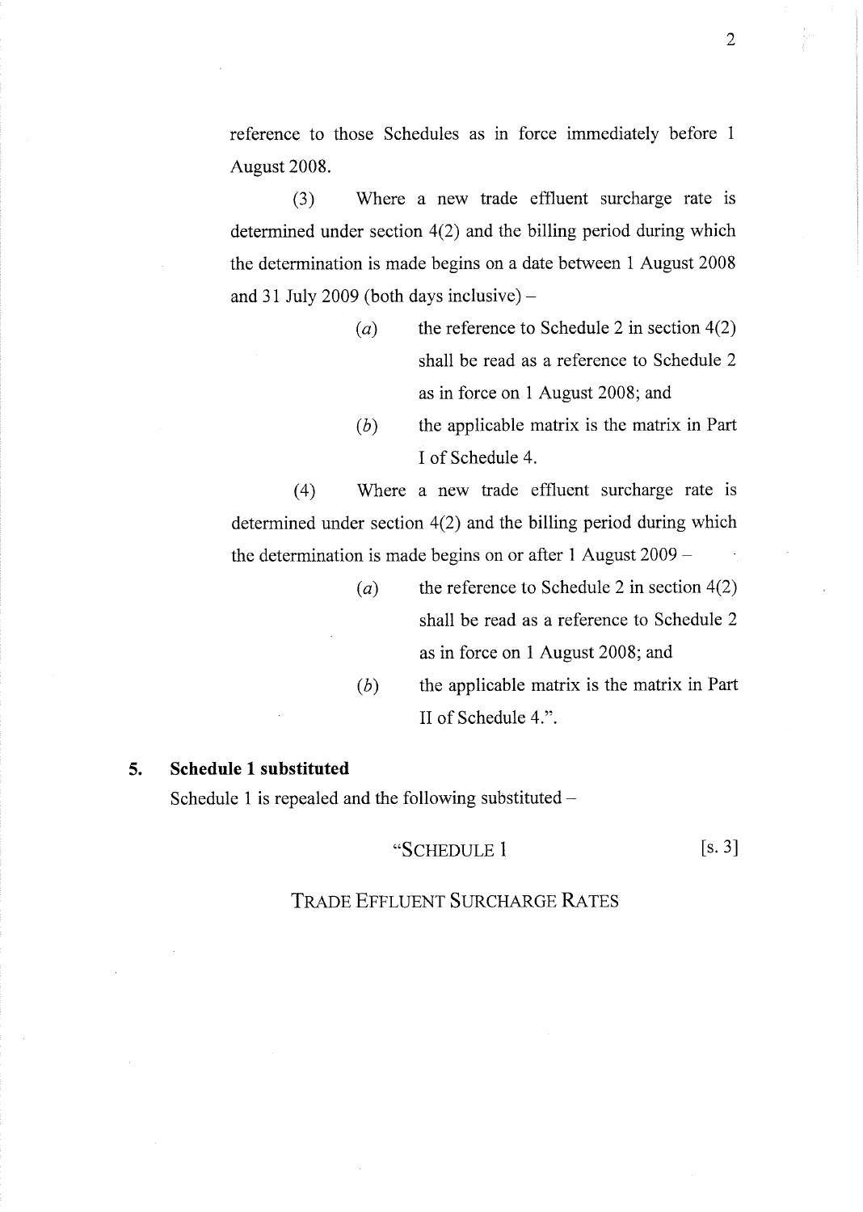reference to those Schedules as in force immediately before 1 August 2008.

(3) Where a new trade effluent surcharge rate is determined under section 4(2) and the billing period during which the determination is made begins on a date between 1 August 2008 and 31 July 2009 (both days inclusive) –

> (*a*) the reference to Schedule 2 in section 4(2) shall be read as a reference to Schedule 2 as in force on 1 August 2008; and
>
> (*b*) the applicable matrix is the matrix in Part I of Schedule 4.

(4) Where a new trade effluent surcharge rate is determined under section 4(2) and the billing period during which the determination is made begins on or after 1 August 2009 –

> (*a*) the reference to Schedule 2 in section 4(2) shall be read as a reference to Schedule 2 as in force on 1 August 2008; and
>
> (*b*) the applicable matrix is the matrix in Part II of Schedule 4.".

**5. Schedule 1 substituted**

Schedule 1 is repealed and the following substituted –

"SCHEDULE 1 [s. 3]

TRADE EFFLUENT SURCHARGE RATES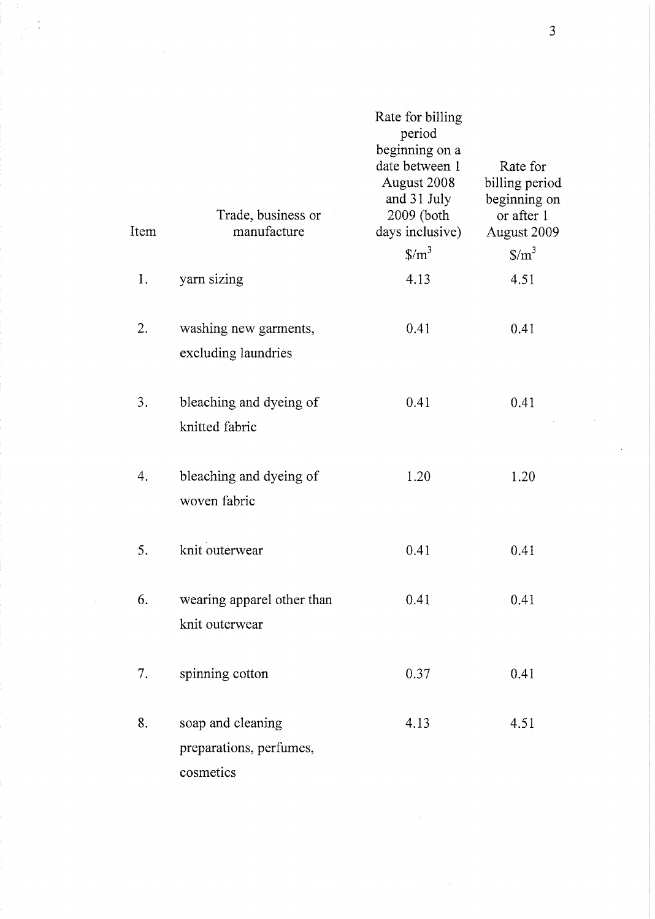| Item | Trade, business or manufacture | Rate for billing period beginning on a date between 1 August 2008 and 31 July 2009 (both days inclusive) | Rate for billing period beginning on or after 1 August 2009 |
|---|---|---|---|
| | | $\$/m^3$ | $\$/m^3$ |
| 1. | yarn sizing | 4.13 | 4.51 |
| 2. | washing new garments, excluding laundries | 0.41 | 0.41 |
| 3. | bleaching and dyeing of knitted fabric | 0.41 | 0.41 |
| 4. | bleaching and dyeing of woven fabric | 1.20 | 1.20 |
| 5. | knit outerwear | 0.41 | 0.41 |
| 6. | wearing apparel other than knit outerwear | 0.41 | 0.41 |
| 7. | spinning cotton | 0.37 | 0.41 |
| 8. | soap and cleaning preparations, perfumes, cosmetics | 4.13 | 4.51 |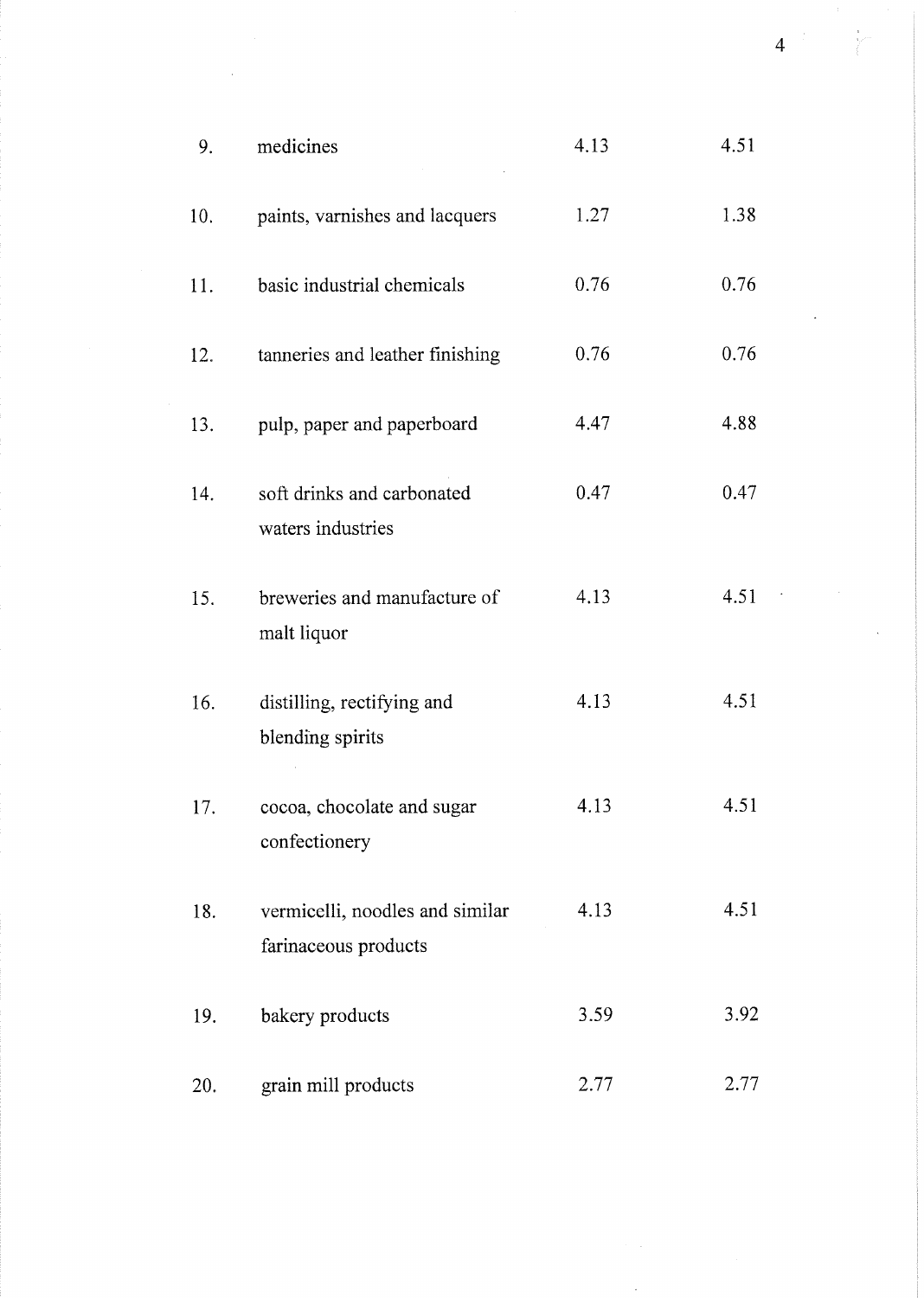| | | | |
|---|---|---|---|
| 9. | medicines | 4.13 | 4.51 |
| 10. | paints, varnishes and lacquers | 1.27 | 1.38 |
| 11. | basic industrial chemicals | 0.76 | 0.76 |
| 12. | tanneries and leather finishing | 0.76 | 0.76 |
| 13. | pulp, paper and paperboard | 4.47 | 4.88 |
| 14. | soft drinks and carbonated waters industries | 0.47 | 0.47 |
| 15. | breweries and manufacture of malt liquor | 4.13 | 4.51 |
| 16. | distilling, rectifying and blending spirits | 4.13 | 4.51 |
| 17. | cocoa, chocolate and sugar confectionery | 4.13 | 4.51 |
| 18. | vermicelli, noodles and similar farinaceous products | 4.13 | 4.51 |
| 19. | bakery products | 3.59 | 3.92 |
| 20. | grain mill products | 2.77 | 2.77 |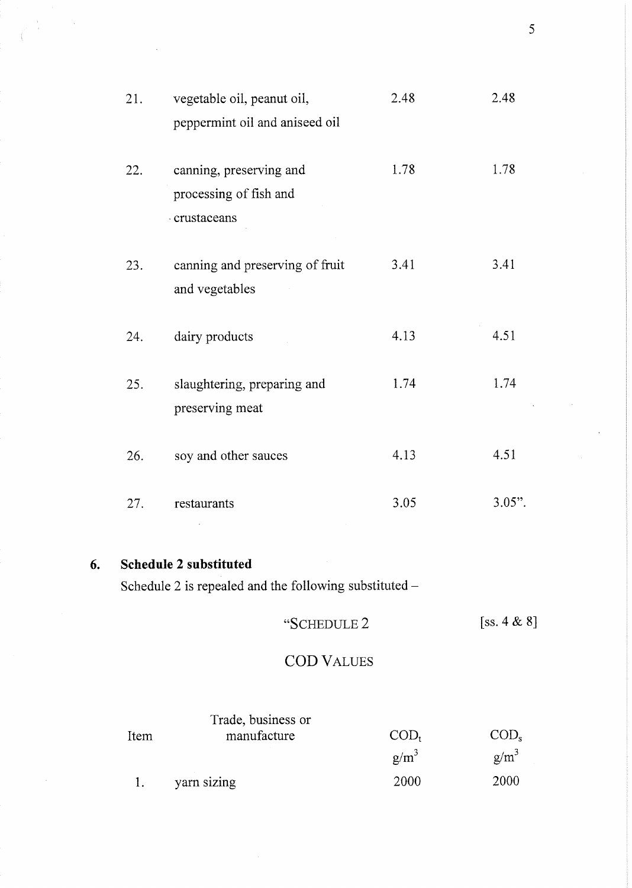| | | | |
|---|---|---|---|
| 21. | vegetable oil, peanut oil, peppermint oil and aniseed oil | 2.48 | 2.48 |
| 22. | canning, preserving and processing of fish and crustaceans | 1.78 | 1.78 |
| 23. | canning and preserving of fruit and vegetables | 3.41 | 3.41 |
| 24. | dairy products | 4.13 | 4.51 |
| 25. | slaughtering, preparing and preserving meat | 1.74 | 1.74 |
| 26. | soy and other sauces | 4.13 | 4.51 |
| 27. | restaurants | 3.05 | 3.05". |

## 6. Schedule 2 substituted

Schedule 2 is repealed and the following substituted –

"SCHEDULE 2 [ss. 4 & 8]

COD VALUES

| Item | Trade, business or manufacture | $COD_t$ $g/m^3$ | $COD_s$ $g/m^3$ |
|---|---|---|---|
| 1. | yarn sizing | 2000 | 2000 |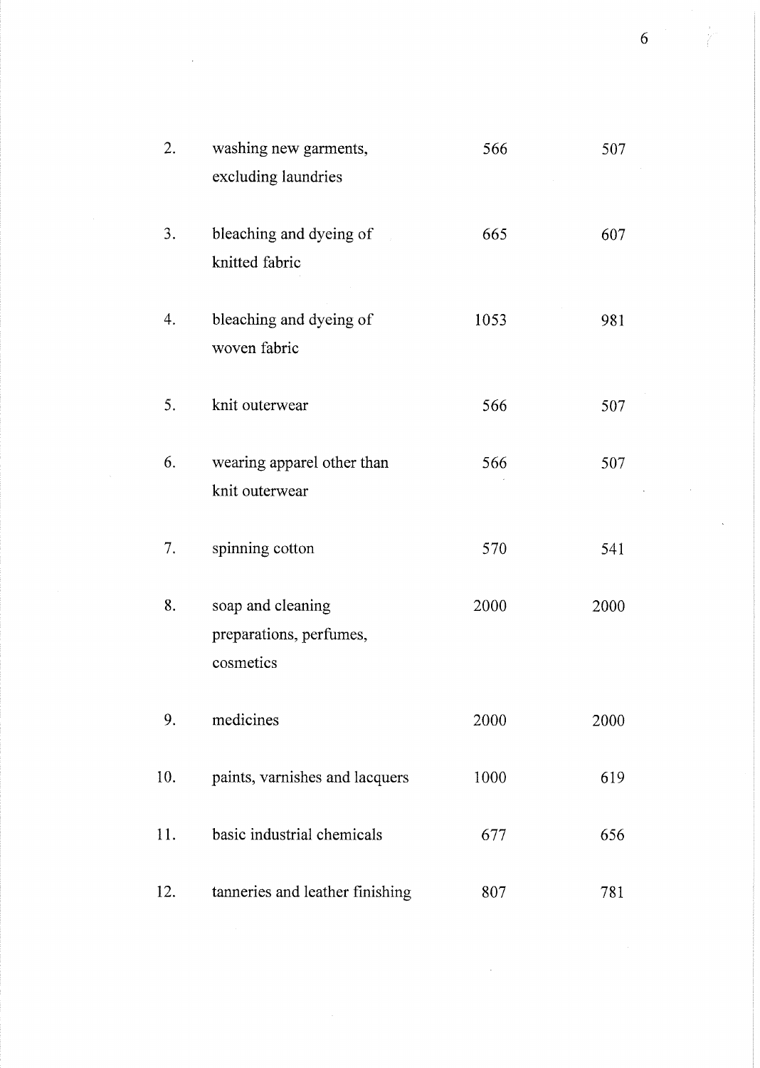|  |  |  |  |
|---|---|---|---|
| 2. | washing new garments, excluding laundries | 566 | 507 |
| 3. | bleaching and dyeing of knitted fabric | 665 | 607 |
| 4. | bleaching and dyeing of woven fabric | 1053 | 981 |
| 5. | knit outerwear | 566 | 507 |
| 6. | wearing apparel other than knit outerwear | 566 | 507 |
| 7. | spinning cotton | 570 | 541 |
| 8. | soap and cleaning preparations, perfumes, cosmetics | 2000 | 2000 |
| 9. | medicines | 2000 | 2000 |
| 10. | paints, varnishes and lacquers | 1000 | 619 |
| 11. | basic industrial chemicals | 677 | 656 |
| 12. | tanneries and leather finishing | 807 | 781 |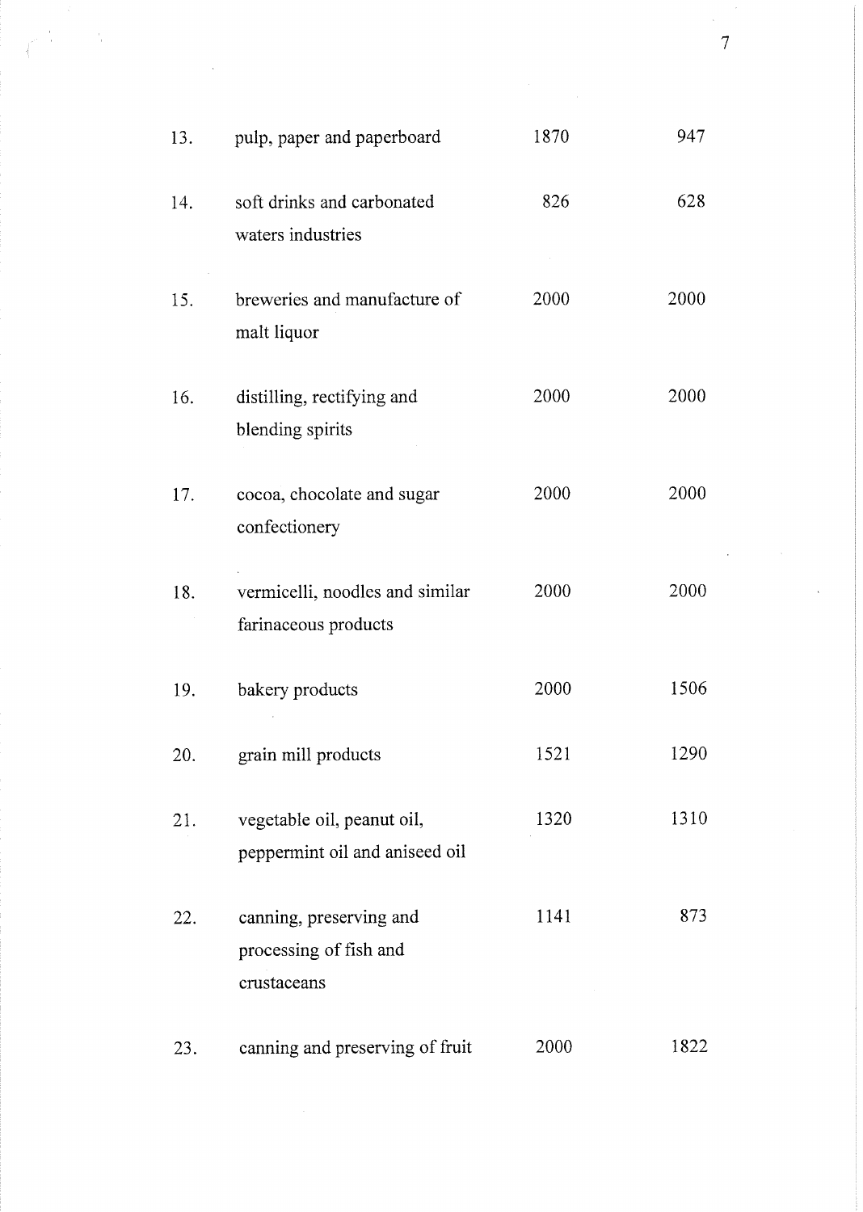| | | | |
|---|---|---|---|
| 13. | pulp, paper and paperboard | 1870 | 947 |
| 14. | soft drinks and carbonated waters industries | 826 | 628 |
| 15. | breweries and manufacture of malt liquor | 2000 | 2000 |
| 16. | distilling, rectifying and blending spirits | 2000 | 2000 |
| 17. | cocoa, chocolate and sugar confectionery | 2000 | 2000 |
| 18. | vermicelli, noodles and similar farinaceous products | 2000 | 2000 |
| 19. | bakery products | 2000 | 1506 |
| 20. | grain mill products | 1521 | 1290 |
| 21. | vegetable oil, peanut oil, peppermint oil and aniseed oil | 1320 | 1310 |
| 22. | canning, preserving and processing of fish and crustaceans | 1141 | 873 |
| 23. | canning and preserving of fruit | 2000 | 1822 |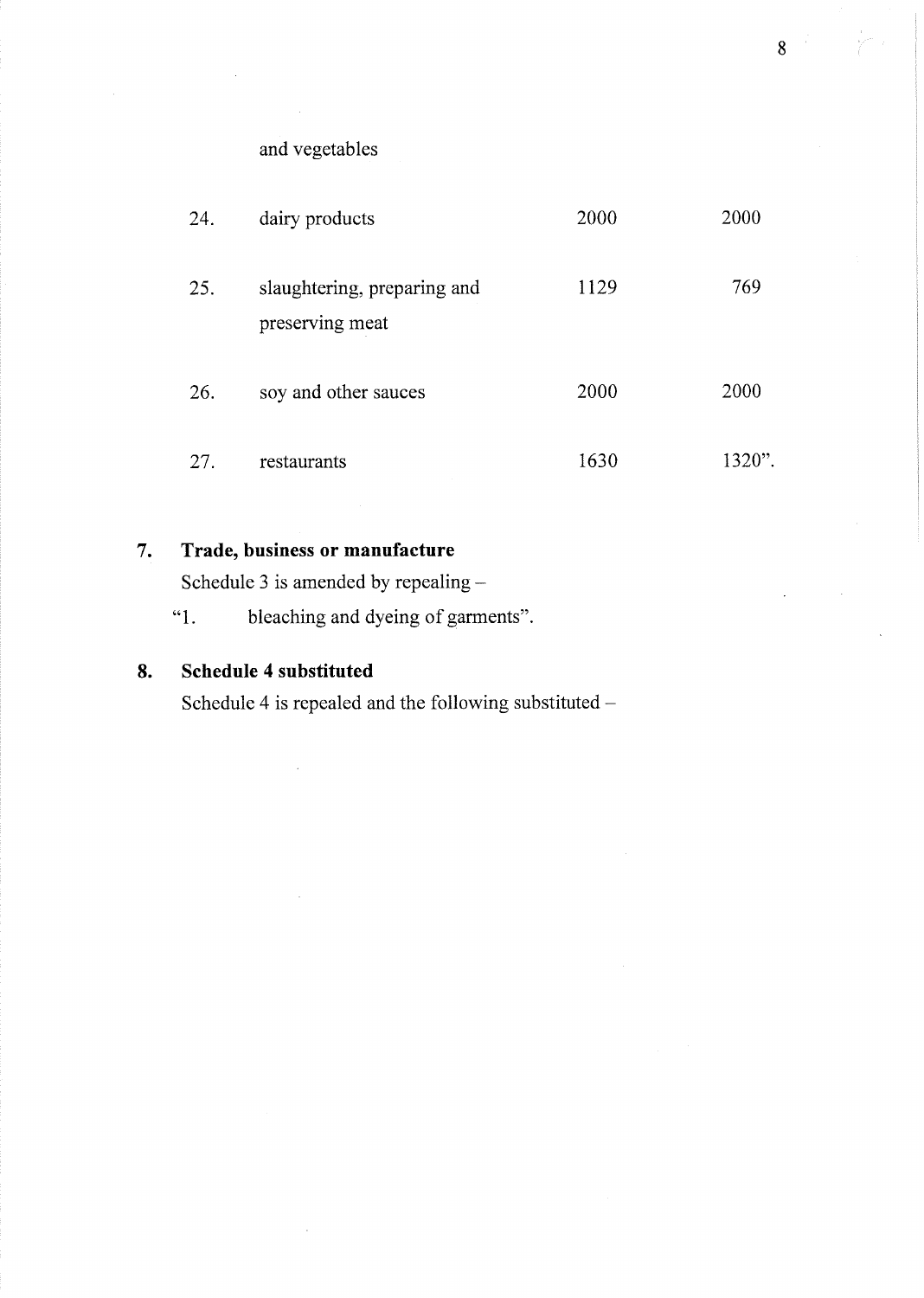and vegetables

| | | | |
|---|---|---|---|
| 24. | dairy products | 2000 | 2000 |
| 25. | slaughtering, preparing and preserving meat | 1129 | 769 |
| 26. | soy and other sauces | 2000 | 2000 |
| 27. | restaurants | 1630 | 1320". |

**7. Trade, business or manufacture**

Schedule 3 is amended by repealing –

"1. bleaching and dyeing of garments".

**8. Schedule 4 substituted**

Schedule 4 is repealed and the following substituted –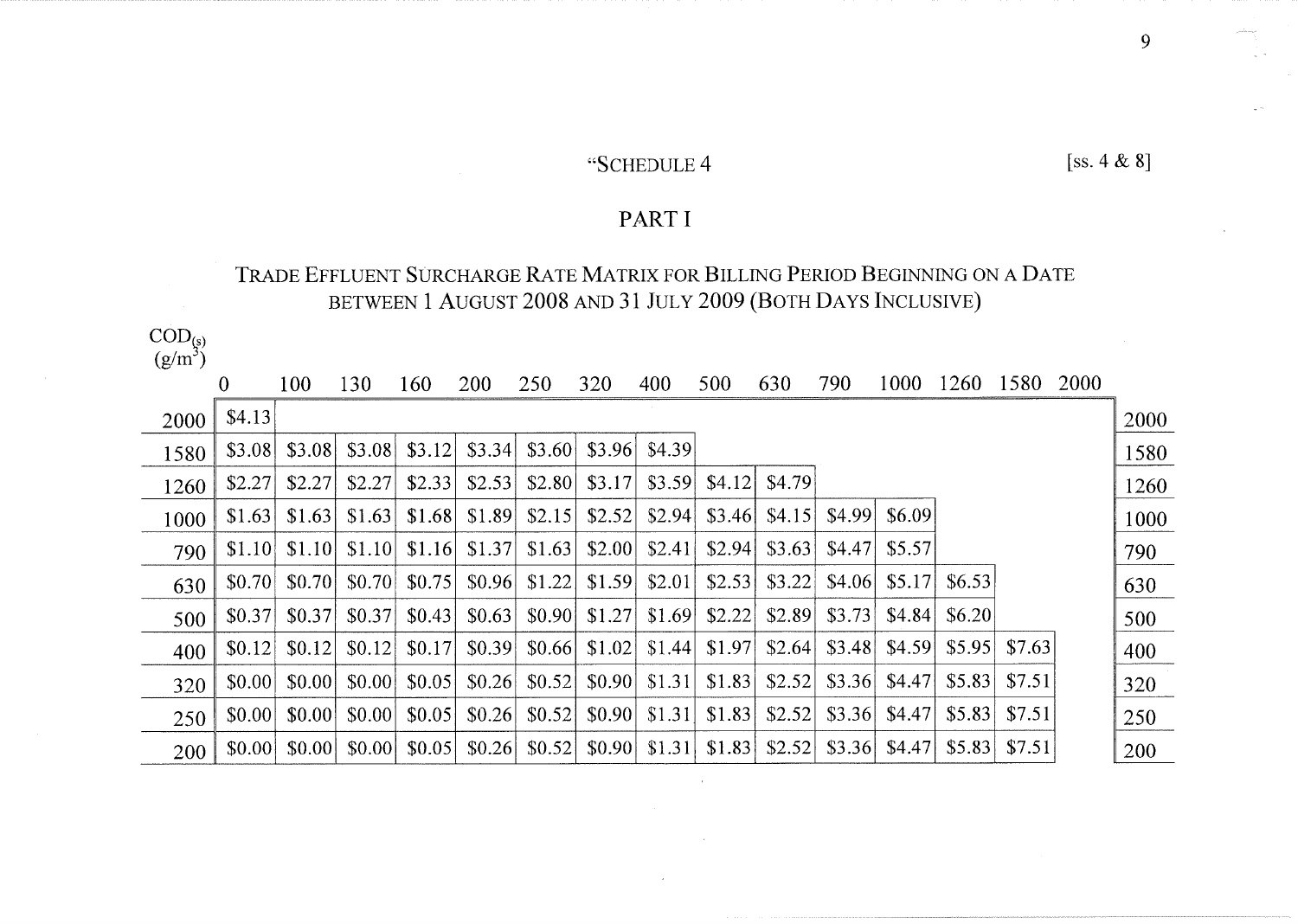"SCHEDULE 4 [ss. 4 & 8]

## PART I

### TRADE EFFLUENT SURCHARGE RATE MATRIX FOR BILLING PERIOD BEGINNING ON A DATE BETWEEN 1 AUGUST 2008 AND 31 JULY 2009 (BOTH DAYS INCLUSIVE)

$COD_{(s)}$ ($g/m^3$)

| | 0 | 100 | 130 | 160 | 200 | 250 | 320 | 400 | 500 | 630 | 790 | 1000 | 1260 | 1580 | 2000 | |
|---|---|---|---|---|---|---|---|---|---|---|---|---|---|---|---|---|
| 2000 | $4.13 | | | | | | | | | | | | | | | 2000 |
| 1580 | $3.08 | $3.08 | $3.08 | $3.12 | $3.34 | $3.60 | $3.96 | $4.39 | | | | | | | | 1580 |
| 1260 | $2.27 | $2.27 | $2.27 | $2.33 | $2.53 | $2.80 | $3.17 | $3.59 | $4.12 | $4.79 | | | | | | 1260 |
| 1000 | $1.63 | $1.63 | $1.63 | $1.68 | $1.89 | $2.15 | $2.52 | $2.94 | $3.46 | $4.15 | $4.99 | $6.09 | | | | 1000 |
| 790 | $1.10 | $1.10 | $1.10 | $1.16 | $1.37 | $1.63 | $2.00 | $2.41 | $2.94 | $3.63 | $4.47 | $5.57 | | | | 790 |
| 630 | $0.70 | $0.70 | $0.70 | $0.75 | $0.96 | $1.22 | $1.59 | $2.01 | $2.53 | $3.22 | $4.06 | $5.17 | $6.53 | | | 630 |
| 500 | $0.37 | $0.37 | $0.37 | $0.43 | $0.63 | $0.90 | $1.27 | $1.69 | $2.22 | $2.89 | $3.73 | $4.84 | $6.20 | | | 500 |
| 400 | $0.12 | $0.12 | $0.12 | $0.17 | $0.39 | $0.66 | $1.02 | $1.44 | $1.97 | $2.64 | $3.48 | $4.59 | $5.95 | $7.63 | | 400 |
| 320 | $0.00 | $0.00 | $0.00 | $0.05 | $0.26 | $0.52 | $0.90 | $1.31 | $1.83 | $2.52 | $3.36 | $4.47 | $5.83 | $7.51 | | 320 |
| 250 | $0.00 | $0.00 | $0.00 | $0.05 | $0.26 | $0.52 | $0.90 | $1.31 | $1.83 | $2.52 | $3.36 | $4.47 | $5.83 | $7.51 | | 250 |
| 200 | $0.00 | $0.00 | $0.00 | $0.05 | $0.26 | $0.52 | $0.90 | $1.31 | $1.83 | $2.52 | $3.36 | $4.47 | $5.83 | $7.51 | | 200 |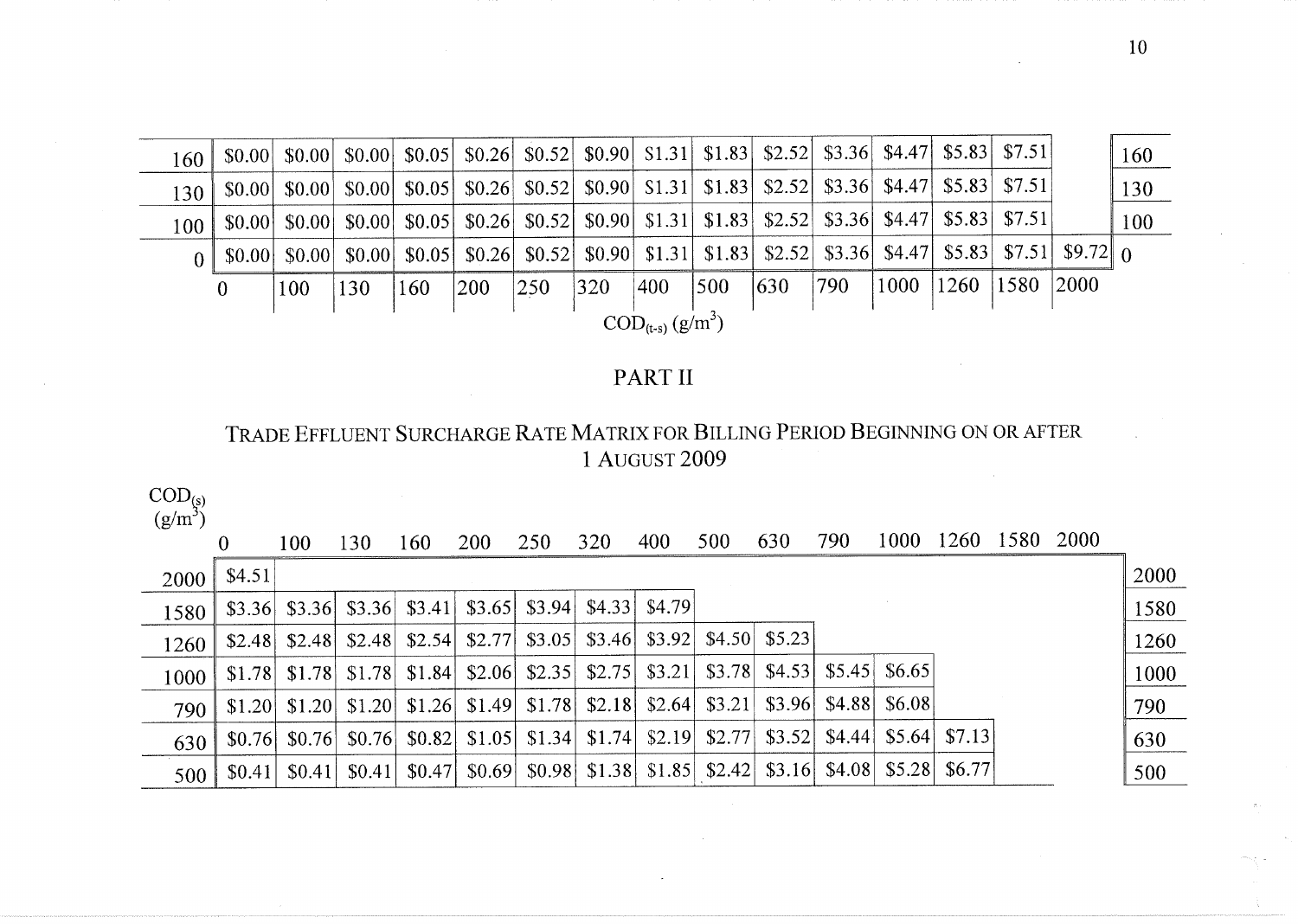| $COD_{(s)}$ ($g/m^3$) | 0 | 100 | 130 | 160 | 200 | 250 | 320 | 400 | 500 | 630 | 790 | 1000 | 1260 | 1580 | 2000 | |
|---|---|---|---|---|---|---|---|---|---|---|---|---|---|---|---|---|
| 160 | $0.00 | $0.00 | $0.00 | $0.05 | $0.26 | $0.52 | $0.90 | $1.31 | $1.83 | $2.52 | $3.36 | $4.47 | $5.83 | $7.51 | | 160 |
| 130 | $0.00 | $0.00 | $0.00 | $0.05 | $0.26 | $0.52 | $0.90 | $1.31 | $1.83 | $2.52 | $3.36 | $4.47 | $5.83 | $7.51 | | 130 |
| 100 | $0.00 | $0.00 | $0.00 | $0.05 | $0.26 | $0.52 | $0.90 | $1.31 | $1.83 | $2.52 | $3.36 | $4.47 | $5.83 | $7.51 | | 100 |
| 0 | $0.00 | $0.00 | $0.00 | $0.05 | $0.26 | $0.52 | $0.90 | $1.31 | $1.83 | $2.52 | $3.36 | $4.47 | $5.83 | $7.51 | $9.72 | 0 |
| | 0 | 100 | 130 | 160 | 200 | 250 | 320 | 400 | 500 | 630 | 790 | 1000 | 1260 | 1580 | 2000 | |

$COD_{(t-s)}$ ($g/m^3$)

## PART II

### TRADE EFFLUENT SURCHARGE RATE MATRIX FOR BILLING PERIOD BEGINNING ON OR AFTER 1 AUGUST 2009

| $COD_{(s)}$ ($g/m^3$) | 0 | 100 | 130 | 160 | 200 | 250 | 320 | 400 | 500 | 630 | 790 | 1000 | 1260 | 1580 | 2000 | |
|---|---|---|---|---|---|---|---|---|---|---|---|---|---|---|---|---|
| 2000 | $4.51 | | | | | | | | | | | | | | | 2000 |
| 1580 | $3.36 | $3.36 | $3.36 | $3.41 | $3.65 | $3.94 | $4.33 | $4.79 | | | | | | | | 1580 |
| 1260 | $2.48 | $2.48 | $2.48 | $2.54 | $2.77 | $3.05 | $3.46 | $3.92 | $4.50 | $5.23 | | | | | | 1260 |
| 1000 | $1.78 | $1.78 | $1.78 | $1.84 | $2.06 | $2.35 | $2.75 | $3.21 | $3.78 | $4.53 | $5.45 | $6.65 | | | | 1000 |
| 790 | $1.20 | $1.20 | $1.20 | $1.26 | $1.49 | $1.78 | $2.18 | $2.64 | $3.21 | $3.96 | $4.88 | $6.08 | | | | 790 |
| 630 | $0.76 | $0.76 | $0.76 | $0.82 | $1.05 | $1.34 | $1.74 | $2.19 | $2.77 | $3.52 | $4.44 | $5.64 | $7.13 | | | 630 |
| 500 | $0.41 | $0.41 | $0.41 | $0.47 | $0.69 | $0.98 | $1.38 | $1.85 | $2.42 | $3.16 | $4.08 | $5.28 | $6.77 | | | 500 |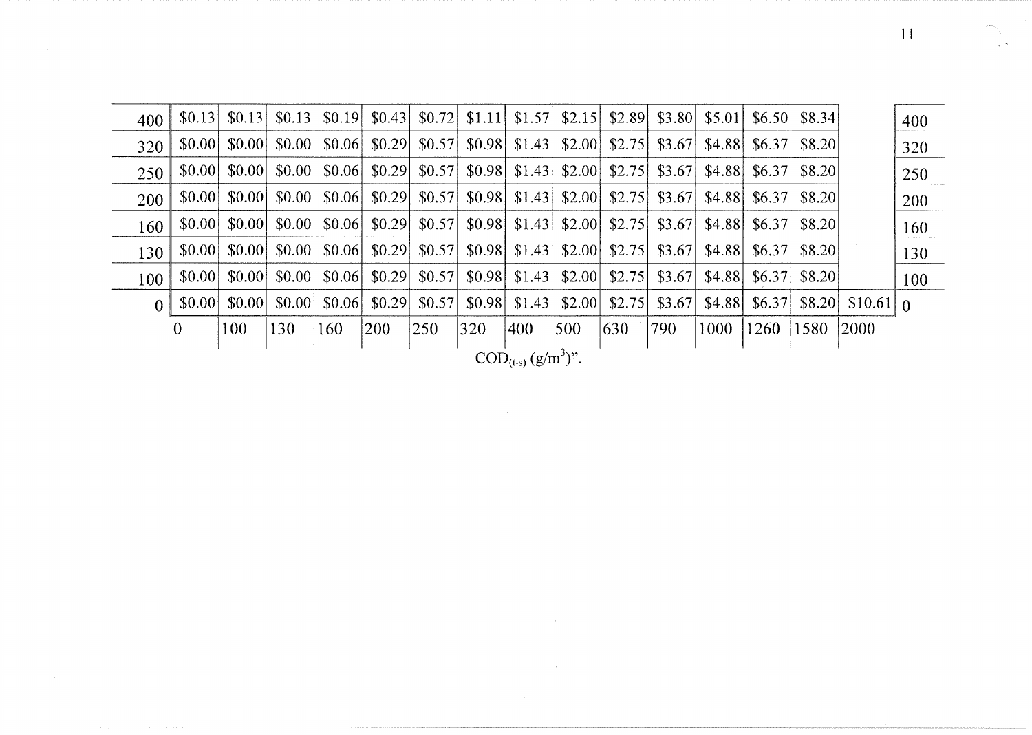| | | | | | | | | | | | | | | | | |
|---|---|---|---|---|---|---|---|---|---|---|---|---|---|---|---|---|
| 400 | \$0.13 | \$0.13 | \$0.13 | \$0.19 | \$0.43 | \$0.72 | \$1.11 | \$1.57 | \$2.15 | \$2.89 | \$3.80 | \$5.01 | \$6.50 | \$8.34 | | 400 |
| 320 | \$0.00 | \$0.00 | \$0.00 | \$0.06 | \$0.29 | \$0.57 | \$0.98 | \$1.43 | \$2.00 | \$2.75 | \$3.67 | \$4.88 | \$6.37 | \$8.20 | | 320 |
| 250 | \$0.00 | \$0.00 | \$0.00 | \$0.06 | \$0.29 | \$0.57 | \$0.98 | \$1.43 | \$2.00 | \$2.75 | \$3.67 | \$4.88 | \$6.37 | \$8.20 | | 250 |
| 200 | \$0.00 | \$0.00 | \$0.00 | \$0.06 | \$0.29 | \$0.57 | \$0.98 | \$1.43 | \$2.00 | \$2.75 | \$3.67 | \$4.88 | \$6.37 | \$8.20 | | 200 |
| 160 | \$0.00 | \$0.00 | \$0.00 | \$0.06 | \$0.29 | \$0.57 | \$0.98 | \$1.43 | \$2.00 | \$2.75 | \$3.67 | \$4.88 | \$6.37 | \$8.20 | | 160 |
| 130 | \$0.00 | \$0.00 | \$0.00 | \$0.06 | \$0.29 | \$0.57 | \$0.98 | \$1.43 | \$2.00 | \$2.75 | \$3.67 | \$4.88 | \$6.37 | \$8.20 | | 130 |
| 100 | \$0.00 | \$0.00 | \$0.00 | \$0.06 | \$0.29 | \$0.57 | \$0.98 | \$1.43 | \$2.00 | \$2.75 | \$3.67 | \$4.88 | \$6.37 | \$8.20 | | 100 |
| 0 | \$0.00 | \$0.00 | \$0.00 | \$0.06 | \$0.29 | \$0.57 | \$0.98 | \$1.43 | \$2.00 | \$2.75 | \$3.67 | \$4.88 | \$6.37 | \$8.20 | \$10.61 | 0 |
| | 0 | 100 | 130 | 160 | 200 | 250 | 320 | 400 | 500 | 630 | 790 | 1000 | 1260 | 1580 | 2000 | |

$COD_{(t\text{-}s)}$ ($g/m^3$)".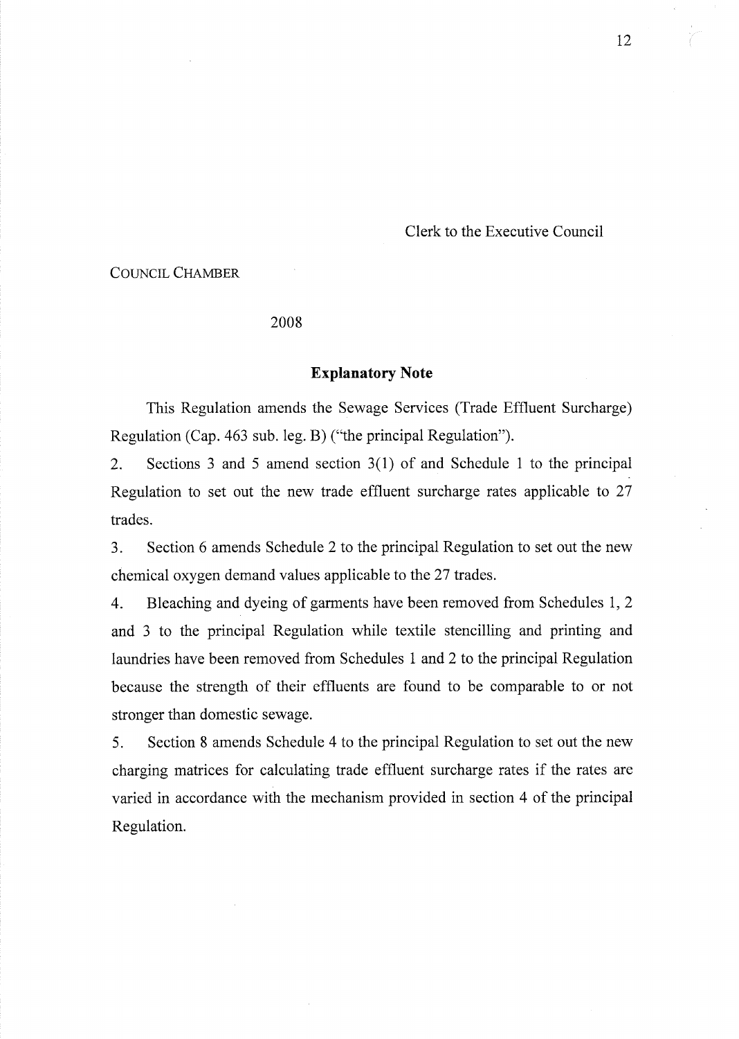Clerk to the Executive Council

COUNCIL CHAMBER

2008

## Explanatory Note

This Regulation amends the Sewage Services (Trade Effluent Surcharge) Regulation (Cap. 463 sub. leg. B) ("the principal Regulation").

2. Sections 3 and 5 amend section 3(1) of and Schedule 1 to the principal Regulation to set out the new trade effluent surcharge rates applicable to 27 trades.

3. Section 6 amends Schedule 2 to the principal Regulation to set out the new chemical oxygen demand values applicable to the 27 trades.

4. Bleaching and dyeing of garments have been removed from Schedules 1, 2 and 3 to the principal Regulation while textile stencilling and printing and laundries have been removed from Schedules 1 and 2 to the principal Regulation because the strength of their effluents are found to be comparable to or not stronger than domestic sewage.

5. Section 8 amends Schedule 4 to the principal Regulation to set out the new charging matrices for calculating trade effluent surcharge rates if the rates are varied in accordance with the mechanism provided in section 4 of the principal Regulation.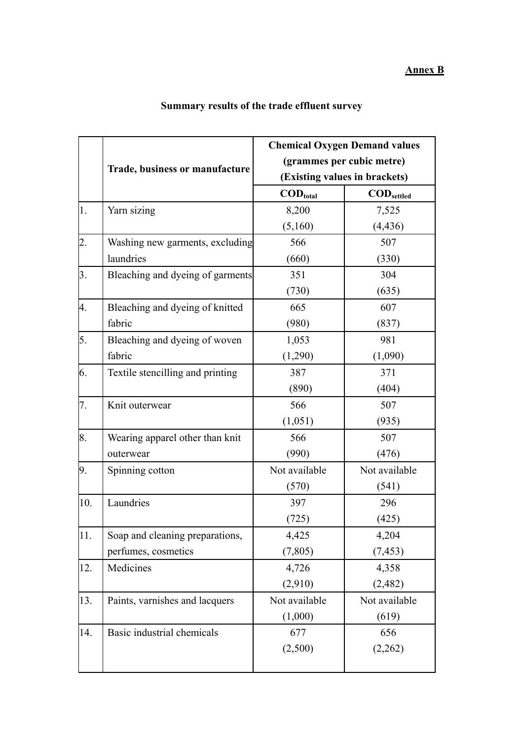**Annex B**

**Summary results of the trade effluent survey**

| | Trade, business or manufacture | Chemical Oxygen Demand values (grammes per cubic metre) (Existing values in brackets) | |
|---|---|---|---|
| | | $COD_{total}$ | $COD_{settled}$ |
| 1. | Yarn sizing | 8,200 (5,160) | 7,525 (4,436) |
| 2. | Washing new garments, excluding laundries | 566 (660) | 507 (330) |
| 3. | Bleaching and dyeing of garments | 351 (730) | 304 (635) |
| 4. | Bleaching and dyeing of knitted fabric | 665 (980) | 607 (837) |
| 5. | Bleaching and dyeing of woven fabric | 1,053 (1,290) | 981 (1,090) |
| 6. | Textile stencilling and printing | 387 (890) | 371 (404) |
| 7. | Knit outerwear | 566 (1,051) | 507 (935) |
| 8. | Wearing apparel other than knit outerwear | 566 (990) | 507 (476) |
| 9. | Spinning cotton | Not available (570) | Not available (541) |
| 10. | Laundries | 397 (725) | 296 (425) |
| 11. | Soap and cleaning preparations, perfumes, cosmetics | 4,425 (7,805) | 4,204 (7,453) |
| 12. | Medicines | 4,726 (2,910) | 4,358 (2,482) |
| 13. | Paints, varnishes and lacquers | Not available (1,000) | Not available (619) |
| 14. | Basic industrial chemicals | 677 (2,500) | 656 (2,262) |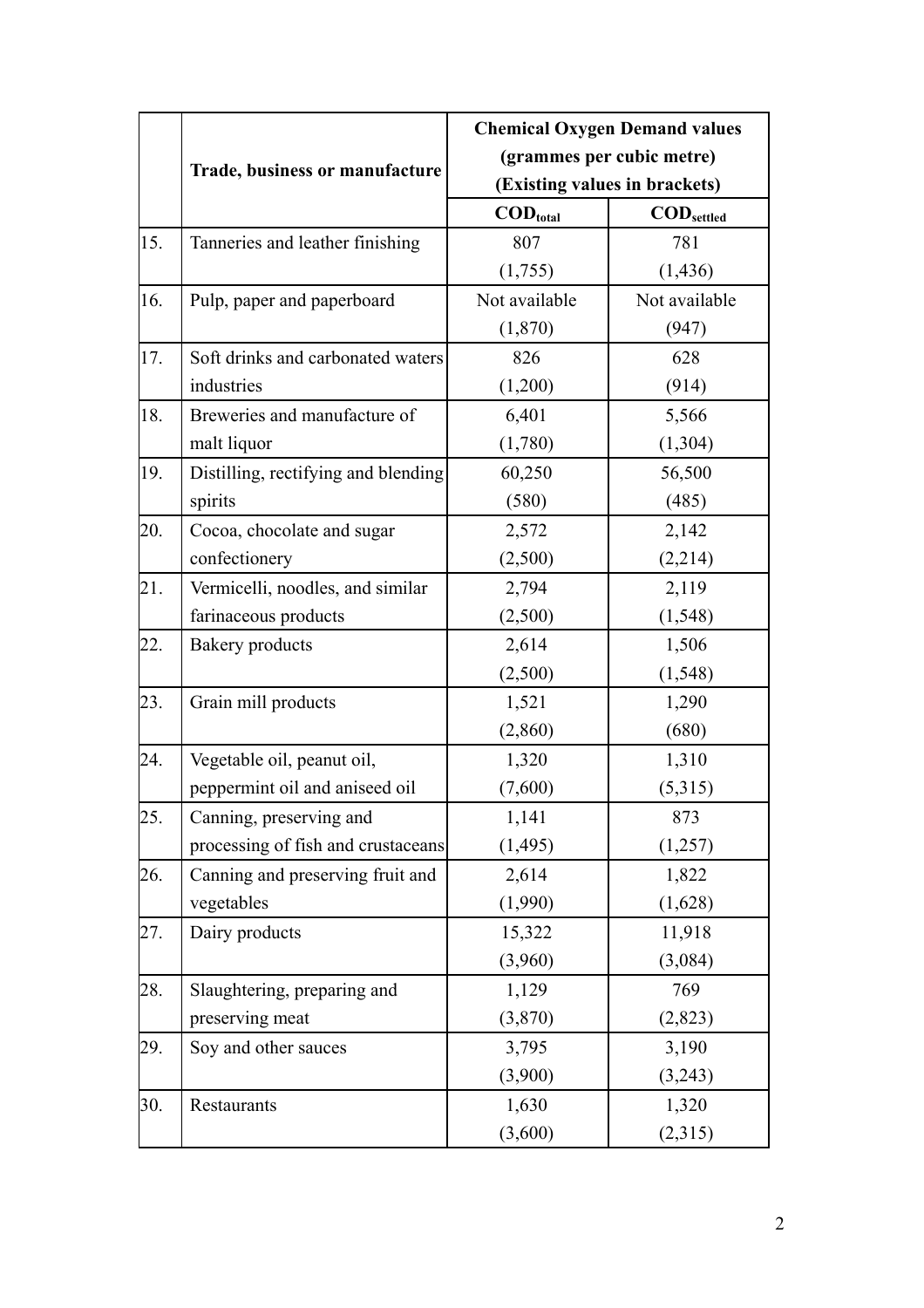| | Trade, business or manufacture | Chemical Oxygen Demand values (grammes per cubic metre) (Existing values in brackets) | |
|---|---|---|---|
| | | $COD_{total}$ | $COD_{settled}$ |
| 15. | Tanneries and leather finishing | 807 (1,755) | 781 (1,436) |
| 16. | Pulp, paper and paperboard | Not available (1,870) | Not available (947) |
| 17. | Soft drinks and carbonated waters industries | 826 (1,200) | 628 (914) |
| 18. | Breweries and manufacture of malt liquor | 6,401 (1,780) | 5,566 (1,304) |
| 19. | Distilling, rectifying and blending spirits | 60,250 (580) | 56,500 (485) |
| 20. | Cocoa, chocolate and sugar confectionery | 2,572 (2,500) | 2,142 (2,214) |
| 21. | Vermicelli, noodles, and similar farinaceous products | 2,794 (2,500) | 2,119 (1,548) |
| 22. | Bakery products | 2,614 (2,500) | 1,506 (1,548) |
| 23. | Grain mill products | 1,521 (2,860) | 1,290 (680) |
| 24. | Vegetable oil, peanut oil, peppermint oil and aniseed oil | 1,320 (7,600) | 1,310 (5,315) |
| 25. | Canning, preserving and processing of fish and crustaceans | 1,141 (1,495) | 873 (1,257) |
| 26. | Canning and preserving fruit and vegetables | 2,614 (1,990) | 1,822 (1,628) |
| 27. | Dairy products | 15,322 (3,960) | 11,918 (3,084) |
| 28. | Slaughtering, preparing and preserving meat | 1,129 (3,870) | 769 (2,823) |
| 29. | Soy and other sauces | 3,795 (3,900) | 3,190 (3,243) |
| 30. | Restaurants | 1,630 (3,600) | 1,320 (2,315) |